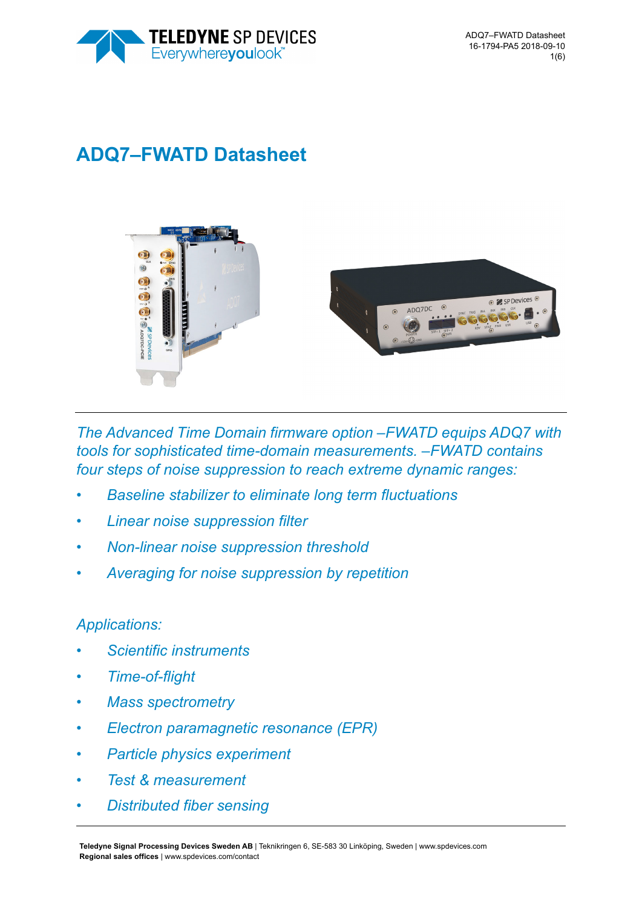# ADQ7–FWATD Datasheet

*The Advanced Time Domain firmware option –FWATD equips ADQ7 with tools for sophisticated time-domain measurements. –FWATD contains four steps of noise suppression to reach extreme dynamic ranges:*

- *Baseline stabilizer to eliminate long term fluctuations*
- *Linear noise suppression filter*
- *Non-linear noise suppression threshold*
- *Averaging for noise suppression by repetition*

*Applications:*

- *Scientific instruments*
- *Time-of-flight*
- *Mass spectrometry*
- *Electron paramagnetic resonance (EPR)*
- *Particle physics experiment*
- *Test & measurement*
- *Distributed fiber sensing*

**Teledyne Signal Processing Devices Sweden AB** | Teknikringen 6, SE-583 30 Linköping, Sweden | www.spdevices.com
**Regional sales offices** | www.spdevices.com/contact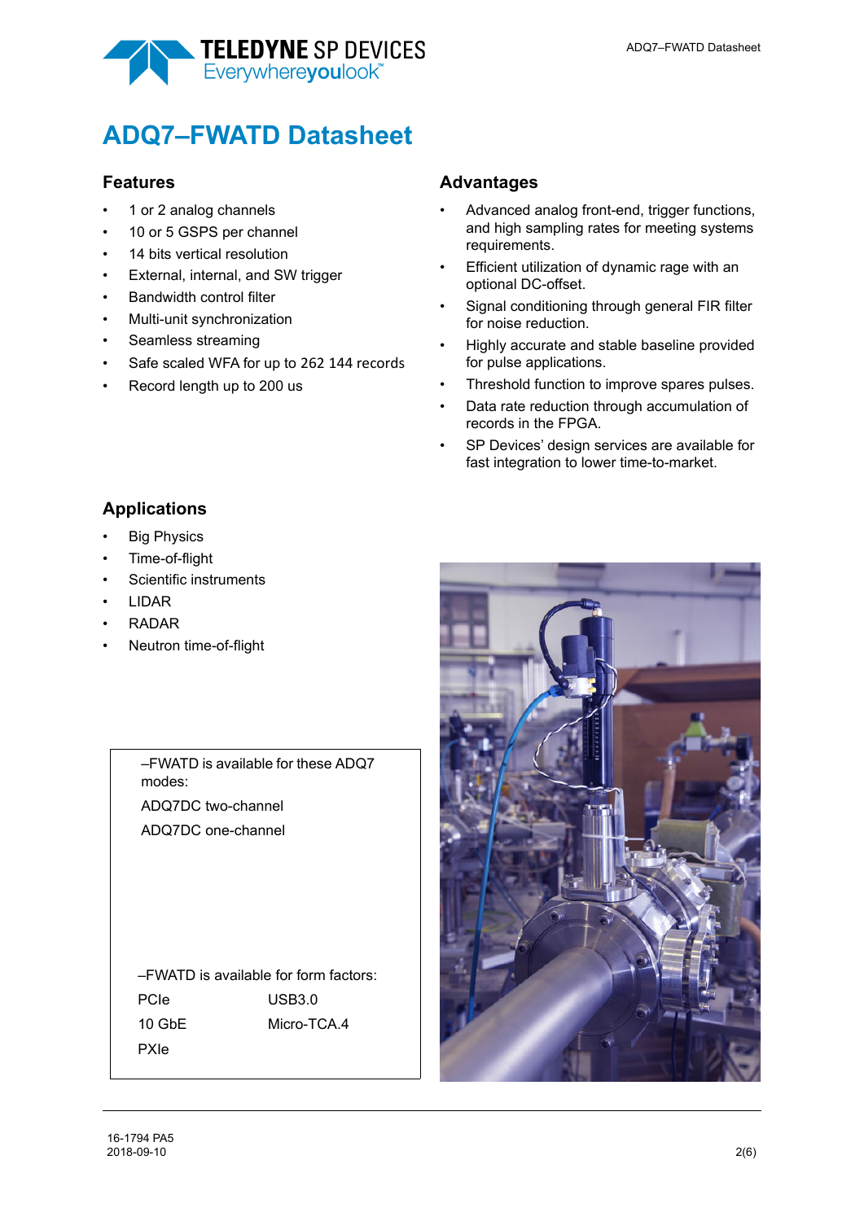# ADQ7–FWATD Datasheet

## Features

- 1 or 2 analog channels
- 10 or 5 GSPS per channel
- 14 bits vertical resolution
- External, internal, and SW trigger
- Bandwidth control filter
- Multi-unit synchronization
- Seamless streaming
- Safe scaled WFA for up to 262 144 records
- Record length up to 200 us

## Advantages

- Advanced analog front-end, trigger functions, and high sampling rates for meeting systems requirements.
- Efficient utilization of dynamic rage with an optional DC-offset.
- Signal conditioning through general FIR filter for noise reduction.
- Highly accurate and stable baseline provided for pulse applications.
- Threshold function to improve spares pulses.
- Data rate reduction through accumulation of records in the FPGA.
- SP Devices' design services are available for fast integration to lower time-to-market.

## Applications

- Big Physics
- Time-of-flight
- Scientific instruments
- LIDAR
- RADAR
- Neutron time-of-flight

–FWATD is available for these ADQ7 modes:

ADQ7DC two-channel

ADQ7DC one-channel

–FWATD is available for form factors:

| | |
|---|---|
| PCIe | USB3.0 |
| 10 GbE | Micro-TCA.4 |
| PXIe | |

16-1794 PA5
2018-09-10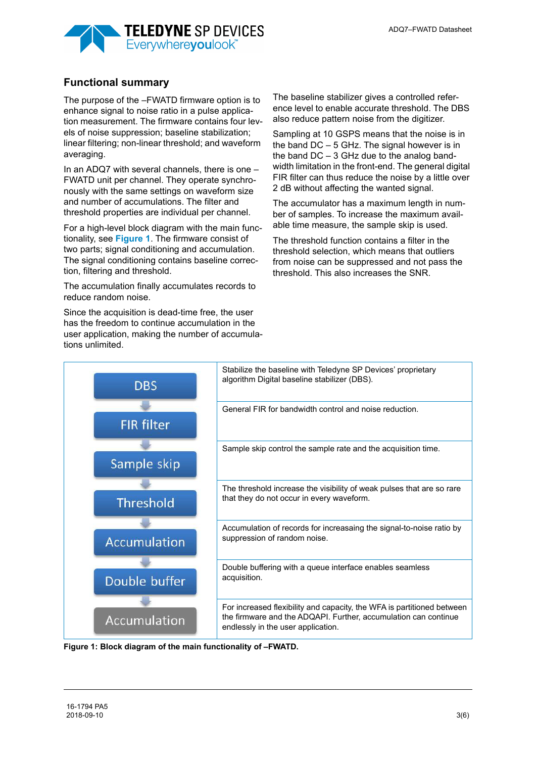## Functional summary

The purpose of the –FWATD firmware option is to enhance signal to noise ratio in a pulse application measurement. The firmware contains four levels of noise suppression; baseline stabilization; linear filtering; non-linear threshold; and waveform averaging.

In an ADQ7 with several channels, there is one –FWATD unit per channel. They operate synchronously with the same settings on waveform size and number of accumulations. The filter and threshold properties are individual per channel.

For a high-level block diagram with the main functionality, see **Figure 1**. The firmware consist of two parts; signal conditioning and accumulation. The signal conditioning contains baseline correction, filtering and threshold.

The accumulation finally accumulates records to reduce random noise.

Since the acquisition is dead-time free, the user has the freedom to continue accumulation in the user application, making the number of accumulations unlimited.

The baseline stabilizer gives a controlled reference level to enable accurate threshold. The DBS also reduce pattern noise from the digitizer.

Sampling at 10 GSPS means that the noise is in the band DC – 5 GHz. The signal however is in the band DC – 3 GHz due to the analog bandwidth limitation in the front-end. The general digital FIR filter can thus reduce the noise by a little over 2 dB without affecting the wanted signal.

The accumulator has a maximum length in number of samples. To increase the maximum available time measure, the sample skip is used.

The threshold function contains a filter in the threshold selection, which means that outliers from noise can be suppressed and not pass the threshold. This also increases the SNR.

| Block | Description |
|---|---|
| DBS | Stabilize the baseline with Teledyne SP Devices' proprietary algorithm Digital baseline stabilizer (DBS). |
| FIR filter | General FIR for bandwidth control and noise reduction. |
| Sample skip | Sample skip control the sample rate and the acquisition time. |
| Threshold | The threshold increase the visibility of weak pulses that are so rare that they do not occur in every waveform. |
| Accumulation | Accumulation of records for increasaing the signal-to-noise ratio by suppression of random noise. |
| Double buffer | Double buffering with a queue interface enables seamless acquisition. |
| Accumulation | For increased flexibility and capacity, the WFA is partitioned between the firmware and the ADQAPI. Further, accumulation can continue endlessly in the user application. |

**Figure 1: Block diagram of the main functionality of –FWATD.**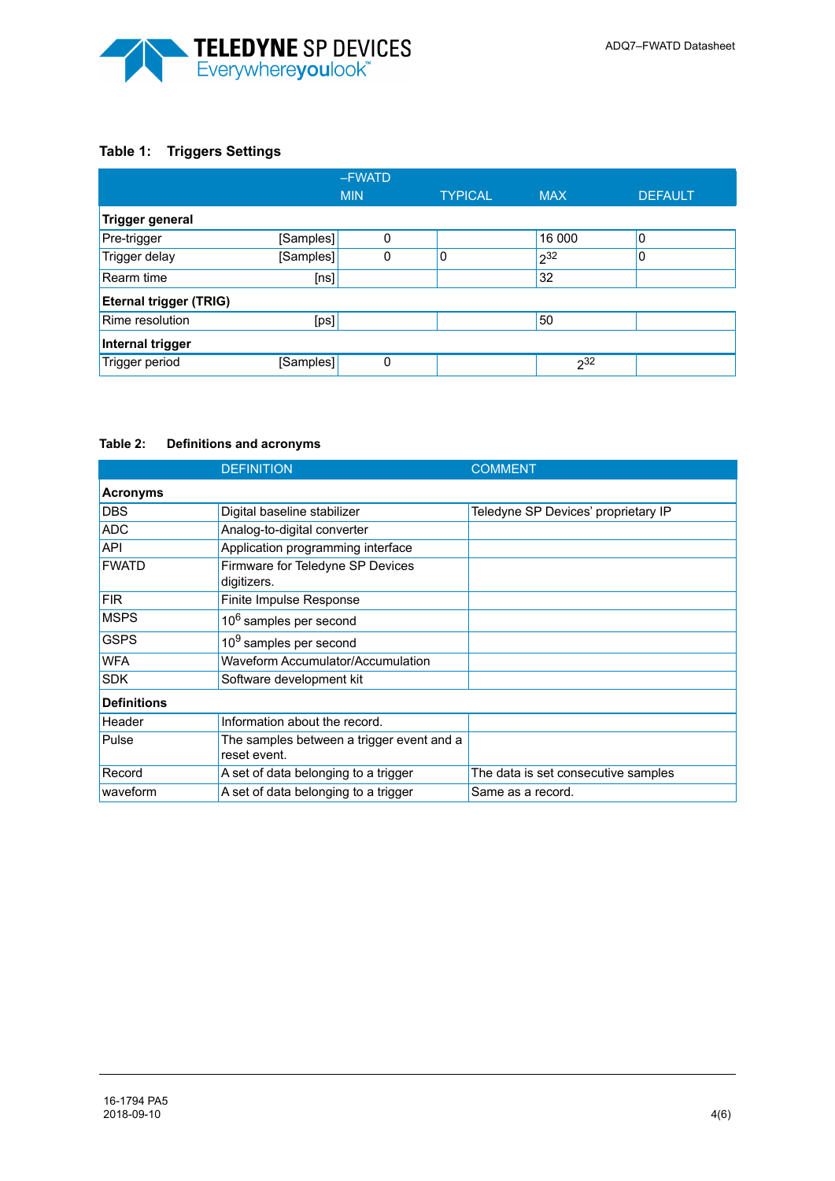**Table 1: Triggers Settings**

| | | –FWATD MIN | TYPICAL | MAX | DEFAULT |
|---|---|---|---|---|---|
| **Trigger general** | | | | | |
| Pre-trigger | [Samples] | 0 | | 16 000 | 0 |
| Trigger delay | [Samples] | 0 | 0 | $2^{32}$ | 0 |
| Rearm time | [ns] | | | 32 | |
| **Eternal trigger (TRIG)** | | | | | |
| Rime resolution | [ps] | | | 50 | |
| **Internal trigger** | | | | | |
| Trigger period | [Samples] | 0 | | $2^{32}$ | |

**Table 2: Definitions and acronyms**

| | DEFINITION | COMMENT |
|---|---|---|
| **Acronyms** | | |
| DBS | Digital baseline stabilizer | Teledyne SP Devices' proprietary IP |
| ADC | Analog-to-digital converter | |
| API | Application programming interface | |
| FWATD | Firmware for Teledyne SP Devices digitizers. | |
| FIR | Finite Impulse Response | |
| MSPS | $10^6$ samples per second | |
| GSPS | $10^9$ samples per second | |
| WFA | Waveform Accumulator/Accumulation | |
| SDK | Software development kit | |
| **Definitions** | | |
| Header | Information about the record. | |
| Pulse | The samples between a trigger event and a reset event. | |
| Record | A set of data belonging to a trigger | The data is set consecutive samples |
| waveform | A set of data belonging to a trigger | Same as a record. |

16-1794 PA5
2018-09-10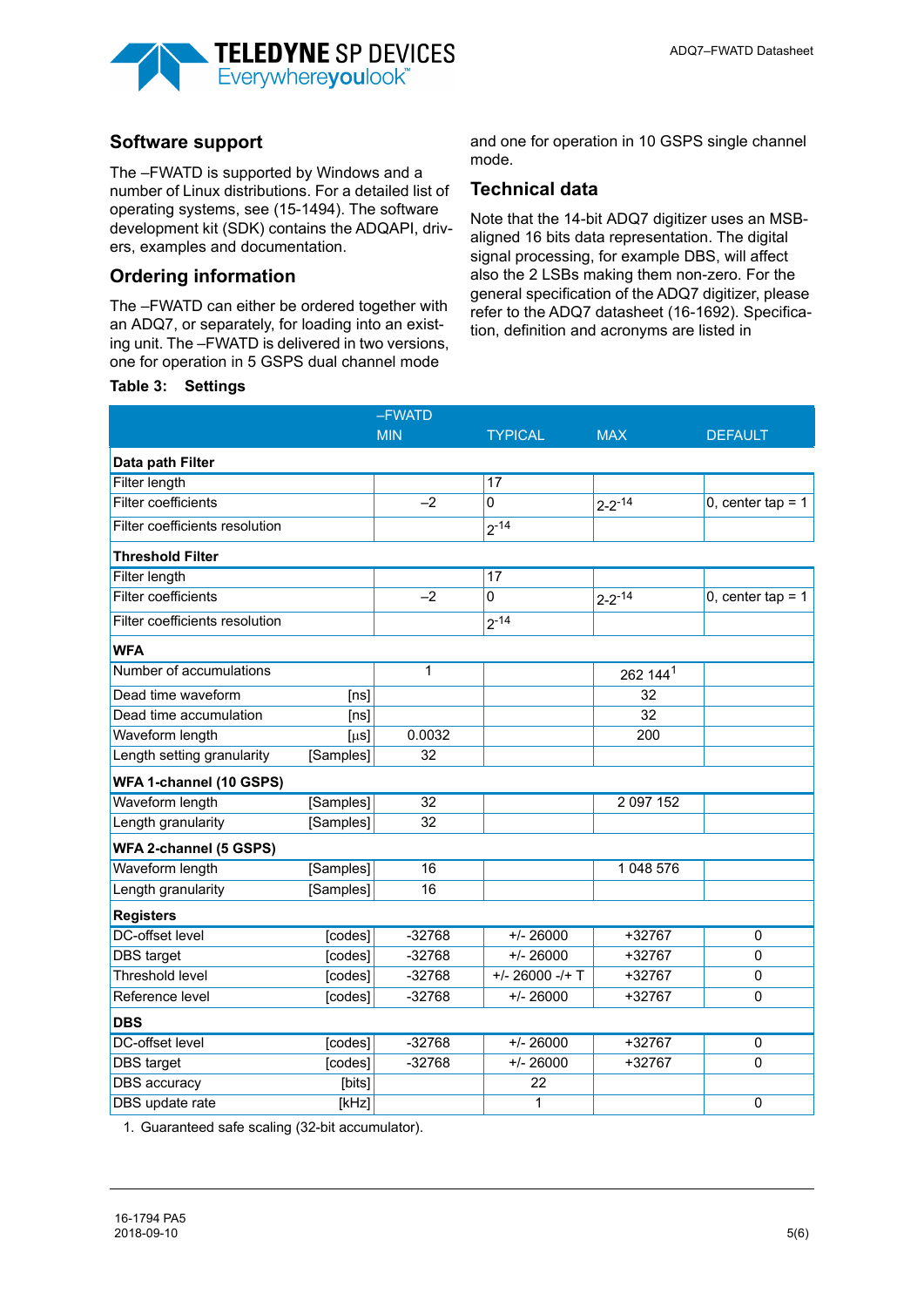## Software support

The –FWATD is supported by Windows and a number of Linux distributions. For a detailed list of operating systems, see (15-1494). The software development kit (SDK) contains the ADQAPI, drivers, examples and documentation.

## Ordering information

The –FWATD can either be ordered together with an ADQ7, or separately, for loading into an existing unit. The –FWATD is delivered in two versions, one for operation in 5 GSPS dual channel mode and one for operation in 10 GSPS single channel mode.

## Technical data

Note that the 14-bit ADQ7 digitizer uses an MSB-aligned 16 bits data representation. The digital signal processing, for example DBS, will affect also the 2 LSBs making them non-zero. For the general specification of the ADQ7 digitizer, please refer to the ADQ7 datasheet (16-1692). Specification, definition and acronyms are listed in

**Table 3: Settings**

| | | –FWATD | | | |
|---|---|---|---|---|---|
| | | MIN | TYPICAL | MAX | DEFAULT |
| **Data path Filter** | | | | | |
| Filter length | | | 17 | | |
| Filter coefficients | | –2 | 0 | $2\text{-}2^{-14}$ | 0, center tap = 1 |
| Filter coefficients resolution | | | $2^{-14}$ | | |
| **Threshold Filter** | | | | | |
| Filter length | | | 17 | | |
| Filter coefficients | | –2 | 0 | $2\text{-}2^{-14}$ | 0, center tap = 1 |
| Filter coefficients resolution | | | $2^{-14}$ | | |
| **WFA** | | | | | |
| Number of accumulations | | 1 | | 262 144[1] | |
| Dead time waveform | [ns] | | | 32 | |
| Dead time accumulation | [ns] | | | 32 | |
| Waveform length | [µs] | 0.0032 | | 200 | |
| Length setting granularity | [Samples] | 32 | | | |
| **WFA 1-channel (10 GSPS)** | | | | | |
| Waveform length | [Samples] | 32 | | 2 097 152 | |
| Length granularity | [Samples] | 32 | | | |
| **WFA 2-channel (5 GSPS)** | | | | | |
| Waveform length | [Samples] | 16 | | 1 048 576 | |
| Length granularity | [Samples] | 16 | | | |
| **Registers** | | | | | |
| DC-offset level | [codes] | -32768 | +/- 26000 | +32767 | 0 |
| DBS target | [codes] | -32768 | +/- 26000 | +32767 | 0 |
| Threshold level | [codes] | -32768 | +/- 26000 -/+ T | +32767 | 0 |
| Reference level | [codes] | -32768 | +/- 26000 | +32767 | 0 |
| **DBS** | | | | | |
| DC-offset level | [codes] | -32768 | +/- 26000 | +32767 | 0 |
| DBS target | [codes] | -32768 | +/- 26000 | +32767 | 0 |
| DBS accuracy | [bits] | | 22 | | |
| DBS update rate | [kHz] | | 1 | | 0 |

1. Guaranteed safe scaling (32-bit accumulator).

16-1794 PA5
2018-09-10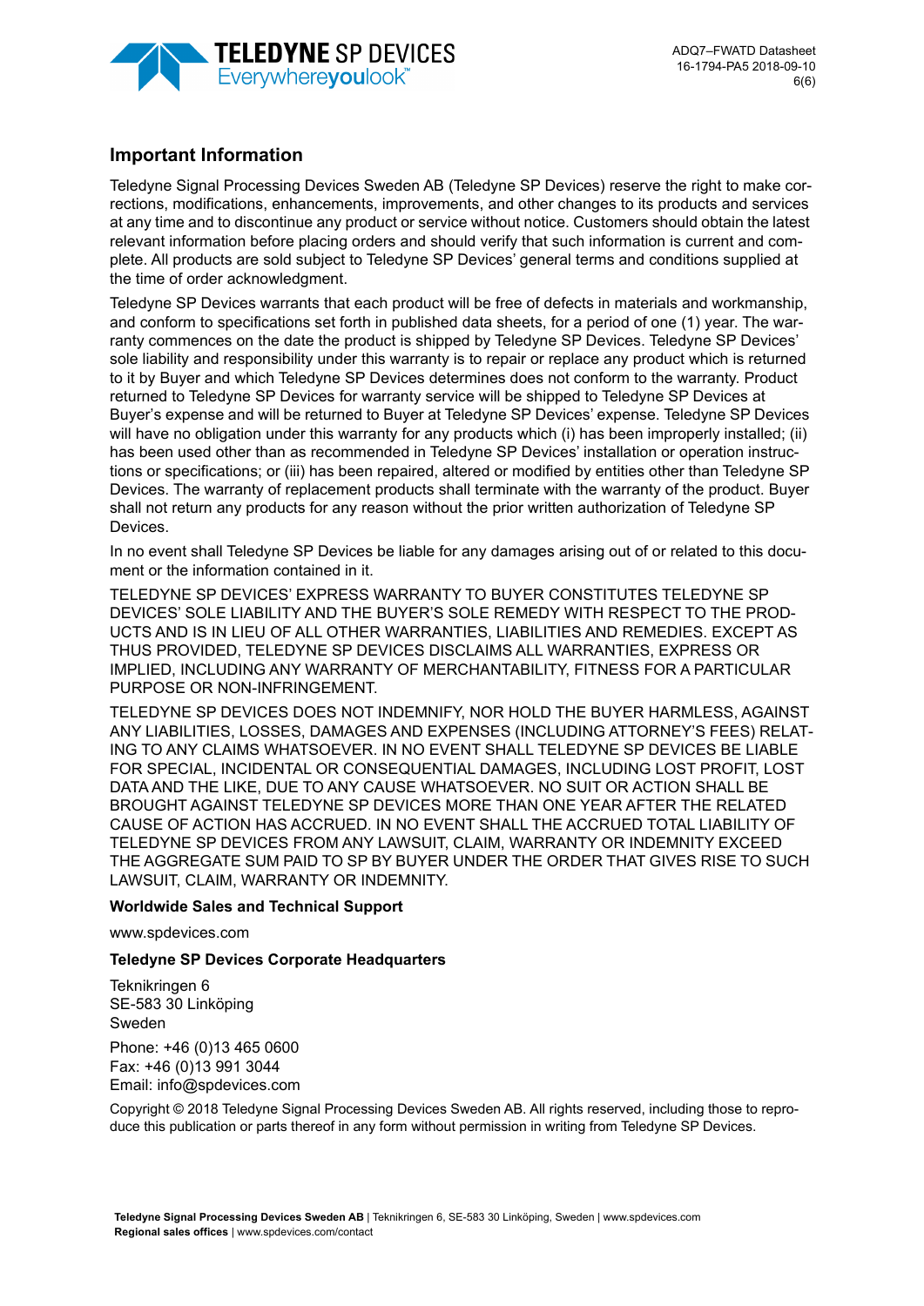## Important Information

Teledyne Signal Processing Devices Sweden AB (Teledyne SP Devices) reserve the right to make corrections, modifications, enhancements, improvements, and other changes to its products and services at any time and to discontinue any product or service without notice. Customers should obtain the latest relevant information before placing orders and should verify that such information is current and complete. All products are sold subject to Teledyne SP Devices' general terms and conditions supplied at the time of order acknowledgment.

Teledyne SP Devices warrants that each product will be free of defects in materials and workmanship, and conform to specifications set forth in published data sheets, for a period of one (1) year. The warranty commences on the date the product is shipped by Teledyne SP Devices. Teledyne SP Devices' sole liability and responsibility under this warranty is to repair or replace any product which is returned to it by Buyer and which Teledyne SP Devices determines does not conform to the warranty. Product returned to Teledyne SP Devices for warranty service will be shipped to Teledyne SP Devices at Buyer's expense and will be returned to Buyer at Teledyne SP Devices' expense. Teledyne SP Devices will have no obligation under this warranty for any products which (i) has been improperly installed; (ii) has been used other than as recommended in Teledyne SP Devices' installation or operation instructions or specifications; or (iii) has been repaired, altered or modified by entities other than Teledyne SP Devices. The warranty of replacement products shall terminate with the warranty of the product. Buyer shall not return any products for any reason without the prior written authorization of Teledyne SP Devices.

In no event shall Teledyne SP Devices be liable for any damages arising out of or related to this document or the information contained in it.

TELEDYNE SP DEVICES' EXPRESS WARRANTY TO BUYER CONSTITUTES TELEDYNE SP DEVICES' SOLE LIABILITY AND THE BUYER'S SOLE REMEDY WITH RESPECT TO THE PRODUCTS AND IS IN LIEU OF ALL OTHER WARRANTIES, LIABILITIES AND REMEDIES. EXCEPT AS THUS PROVIDED, TELEDYNE SP DEVICES DISCLAIMS ALL WARRANTIES, EXPRESS OR IMPLIED, INCLUDING ANY WARRANTY OF MERCHANTABILITY, FITNESS FOR A PARTICULAR PURPOSE OR NON-INFRINGEMENT.

TELEDYNE SP DEVICES DOES NOT INDEMNIFY, NOR HOLD THE BUYER HARMLESS, AGAINST ANY LIABILITIES, LOSSES, DAMAGES AND EXPENSES (INCLUDING ATTORNEY'S FEES) RELATING TO ANY CLAIMS WHATSOEVER. IN NO EVENT SHALL TELEDYNE SP DEVICES BE LIABLE FOR SPECIAL, INCIDENTAL OR CONSEQUENTIAL DAMAGES, INCLUDING LOST PROFIT, LOST DATA AND THE LIKE, DUE TO ANY CAUSE WHATSOEVER. NO SUIT OR ACTION SHALL BE BROUGHT AGAINST TELEDYNE SP DEVICES MORE THAN ONE YEAR AFTER THE RELATED CAUSE OF ACTION HAS ACCRUED. IN NO EVENT SHALL THE ACCRUED TOTAL LIABILITY OF TELEDYNE SP DEVICES FROM ANY LAWSUIT, CLAIM, WARRANTY OR INDEMNITY EXCEED THE AGGREGATE SUM PAID TO SP BY BUYER UNDER THE ORDER THAT GIVES RISE TO SUCH LAWSUIT, CLAIM, WARRANTY OR INDEMNITY.

**Worldwide Sales and Technical Support**

www.spdevices.com

**Teledyne SP Devices Corporate Headquarters**

Teknikringen 6
SE-583 30 Linköping
Sweden

Phone: +46 (0)13 465 0600
Fax: +46 (0)13 991 3044
Email: info@spdevices.com

Copyright © 2018 Teledyne Signal Processing Devices Sweden AB. All rights reserved, including those to reproduce this publication or parts thereof in any form without permission in writing from Teledyne SP Devices.